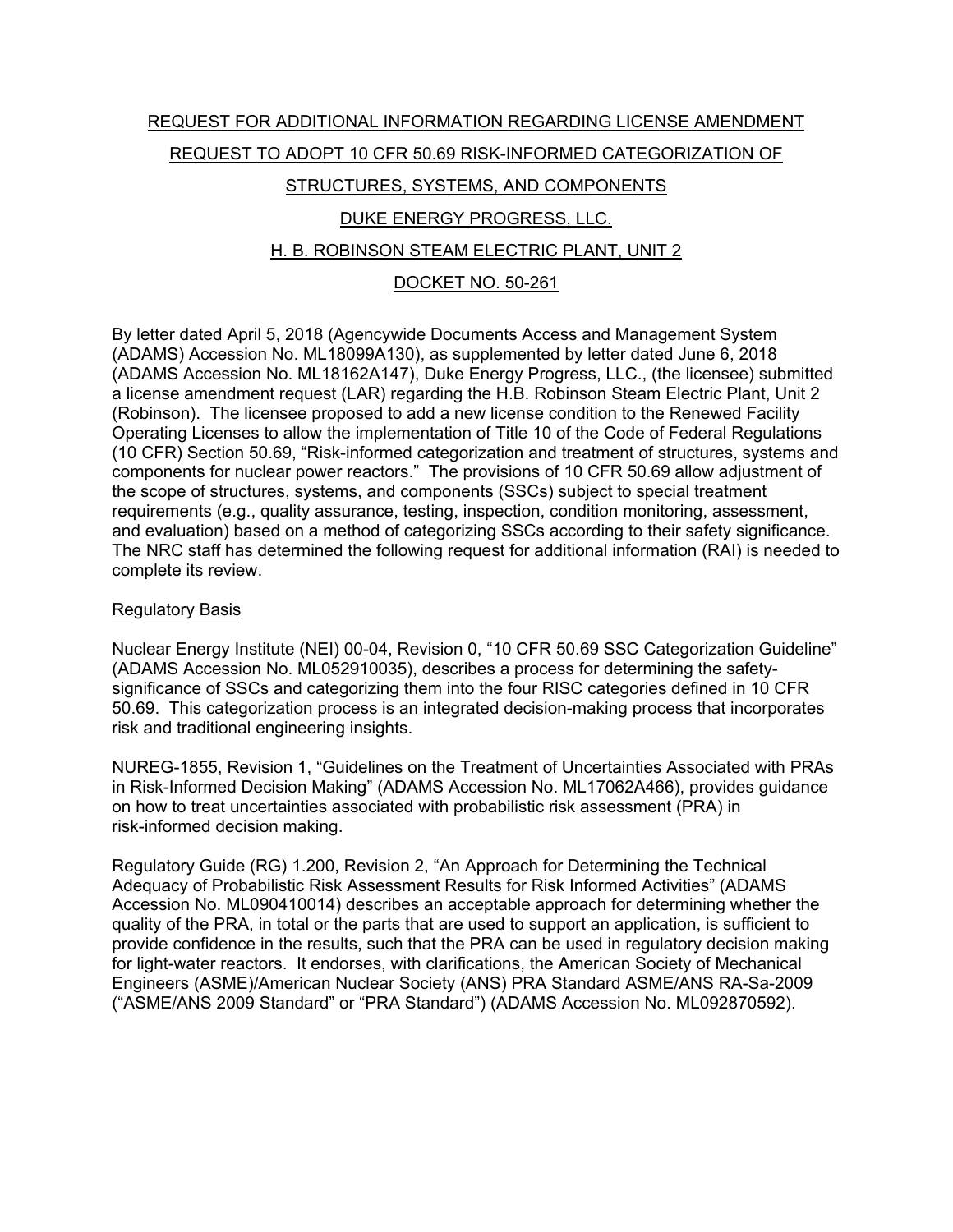# REQUEST FOR ADDITIONAL INFORMATION REGARDING LICENSE AMENDMENT REQUEST TO ADOPT 10 CFR 50.69 RISK-INFORMED CATEGORIZATION OF STRUCTURES, SYSTEMS, AND COMPONENTS

## DUKE ENERGY PROGRESS, LLC.

## H. B. ROBINSON STEAM ELECTRIC PLANT, UNIT 2

## DOCKET NO. 50-261

By letter dated April 5, 2018 (Agencywide Documents Access and Management System (ADAMS) Accession No. ML18099A130), as supplemented by letter dated June 6, 2018 (ADAMS Accession No. ML18162A147), Duke Energy Progress, LLC., (the licensee) submitted a license amendment request (LAR) regarding the H.B. Robinson Steam Electric Plant, Unit 2 (Robinson). The licensee proposed to add a new license condition to the Renewed Facility Operating Licenses to allow the implementation of Title 10 of the Code of Federal Regulations (10 CFR) Section 50.69, "Risk-informed categorization and treatment of structures, systems and components for nuclear power reactors." The provisions of 10 CFR 50.69 allow adjustment of the scope of structures, systems, and components (SSCs) subject to special treatment requirements (e.g., quality assurance, testing, inspection, condition monitoring, assessment, and evaluation) based on a method of categorizing SSCs according to their safety significance. The NRC staff has determined the following request for additional information (RAI) is needed to complete its review.

### Regulatory Basis

Nuclear Energy Institute (NEI) 00-04, Revision 0, "10 CFR 50.69 SSC Categorization Guideline" (ADAMS Accession No. ML052910035), describes a process for determining the safety-significance of SSCs and categorizing them into the four RISC categories defined in 10 CFR 50.69. This categorization process is an integrated decision-making process that incorporates risk and traditional engineering insights.

NUREG-1855, Revision 1, "Guidelines on the Treatment of Uncertainties Associated with PRAs in Risk-Informed Decision Making" (ADAMS Accession No. ML17062A466), provides guidance on how to treat uncertainties associated with probabilistic risk assessment (PRA) in risk-informed decision making.

Regulatory Guide (RG) 1.200, Revision 2, "An Approach for Determining the Technical Adequacy of Probabilistic Risk Assessment Results for Risk Informed Activities" (ADAMS Accession No. ML090410014) describes an acceptable approach for determining whether the quality of the PRA, in total or the parts that are used to support an application, is sufficient to provide confidence in the results, such that the PRA can be used in regulatory decision making for light-water reactors. It endorses, with clarifications, the American Society of Mechanical Engineers (ASME)/American Nuclear Society (ANS) PRA Standard ASME/ANS RA-Sa-2009 ("ASME/ANS 2009 Standard" or "PRA Standard") (ADAMS Accession No. ML092870592).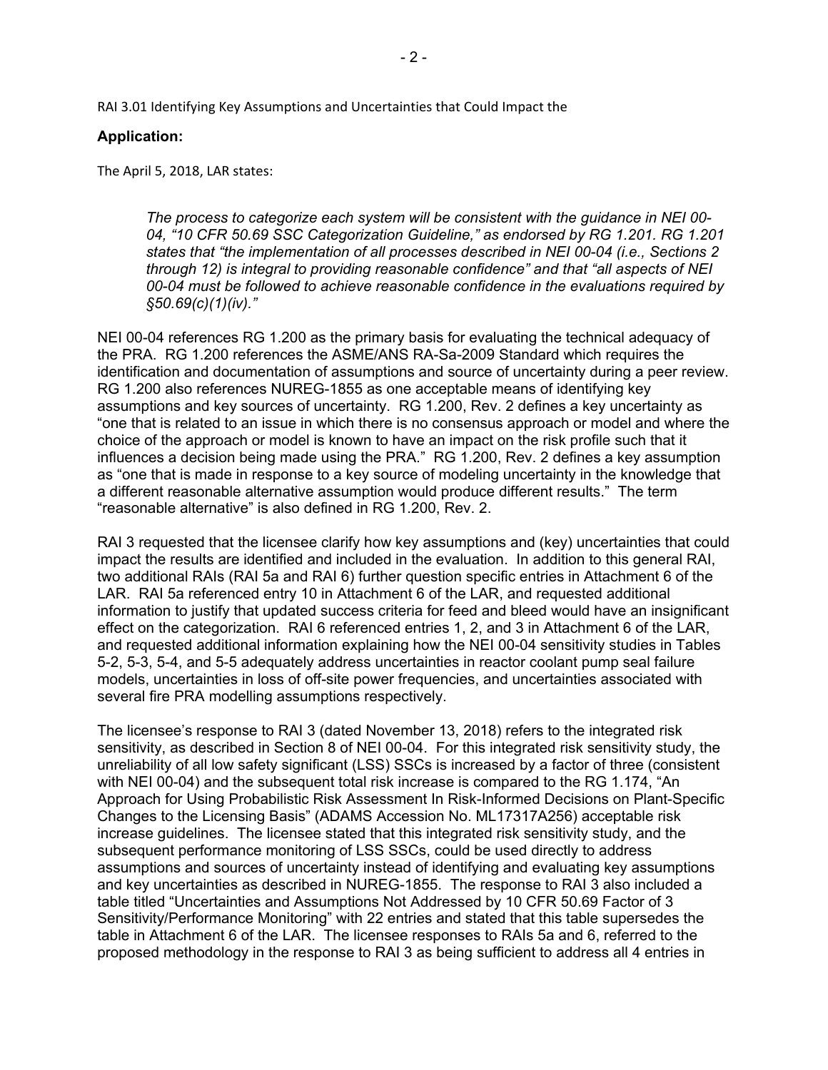RAI 3.01 Identifying Key Assumptions and Uncertainties that Could Impact the

**Application:**

The April 5, 2018, LAR states:

> *The process to categorize each system will be consistent with the guidance in NEI 00-04, "10 CFR 50.69 SSC Categorization Guideline," as endorsed by RG 1.201. RG 1.201 states that "the implementation of all processes described in NEI 00-04 (i.e., Sections 2 through 12) is integral to providing reasonable confidence" and that "all aspects of NEI 00-04 must be followed to achieve reasonable confidence in the evaluations required by §50.69(c)(1)(iv)."*

NEI 00-04 references RG 1.200 as the primary basis for evaluating the technical adequacy of the PRA. RG 1.200 references the ASME/ANS RA-Sa-2009 Standard which requires the identification and documentation of assumptions and source of uncertainty during a peer review. RG 1.200 also references NUREG-1855 as one acceptable means of identifying key assumptions and key sources of uncertainty. RG 1.200, Rev. 2 defines a key uncertainty as "one that is related to an issue in which there is no consensus approach or model and where the choice of the approach or model is known to have an impact on the risk profile such that it influences a decision being made using the PRA." RG 1.200, Rev. 2 defines a key assumption as "one that is made in response to a key source of modeling uncertainty in the knowledge that a different reasonable alternative assumption would produce different results." The term "reasonable alternative" is also defined in RG 1.200, Rev. 2.

RAI 3 requested that the licensee clarify how key assumptions and (key) uncertainties that could impact the results are identified and included in the evaluation. In addition to this general RAI, two additional RAIs (RAI 5a and RAI 6) further question specific entries in Attachment 6 of the LAR. RAI 5a referenced entry 10 in Attachment 6 of the LAR, and requested additional information to justify that updated success criteria for feed and bleed would have an insignificant effect on the categorization. RAI 6 referenced entries 1, 2, and 3 in Attachment 6 of the LAR, and requested additional information explaining how the NEI 00-04 sensitivity studies in Tables 5-2, 5-3, 5-4, and 5-5 adequately address uncertainties in reactor coolant pump seal failure models, uncertainties in loss of off-site power frequencies, and uncertainties associated with several fire PRA modelling assumptions respectively.

The licensee's response to RAI 3 (dated November 13, 2018) refers to the integrated risk sensitivity, as described in Section 8 of NEI 00-04. For this integrated risk sensitivity study, the unreliability of all low safety significant (LSS) SSCs is increased by a factor of three (consistent with NEI 00-04) and the subsequent total risk increase is compared to the RG 1.174, "An Approach for Using Probabilistic Risk Assessment In Risk-Informed Decisions on Plant-Specific Changes to the Licensing Basis" (ADAMS Accession No. ML17317A256) acceptable risk increase guidelines. The licensee stated that this integrated risk sensitivity study, and the subsequent performance monitoring of LSS SSCs, could be used directly to address assumptions and sources of uncertainty instead of identifying and evaluating key assumptions and key uncertainties as described in NUREG-1855. The response to RAI 3 also included a table titled "Uncertainties and Assumptions Not Addressed by 10 CFR 50.69 Factor of 3 Sensitivity/Performance Monitoring" with 22 entries and stated that this table supersedes the table in Attachment 6 of the LAR. The licensee responses to RAIs 5a and 6, referred to the proposed methodology in the response to RAI 3 as being sufficient to address all 4 entries in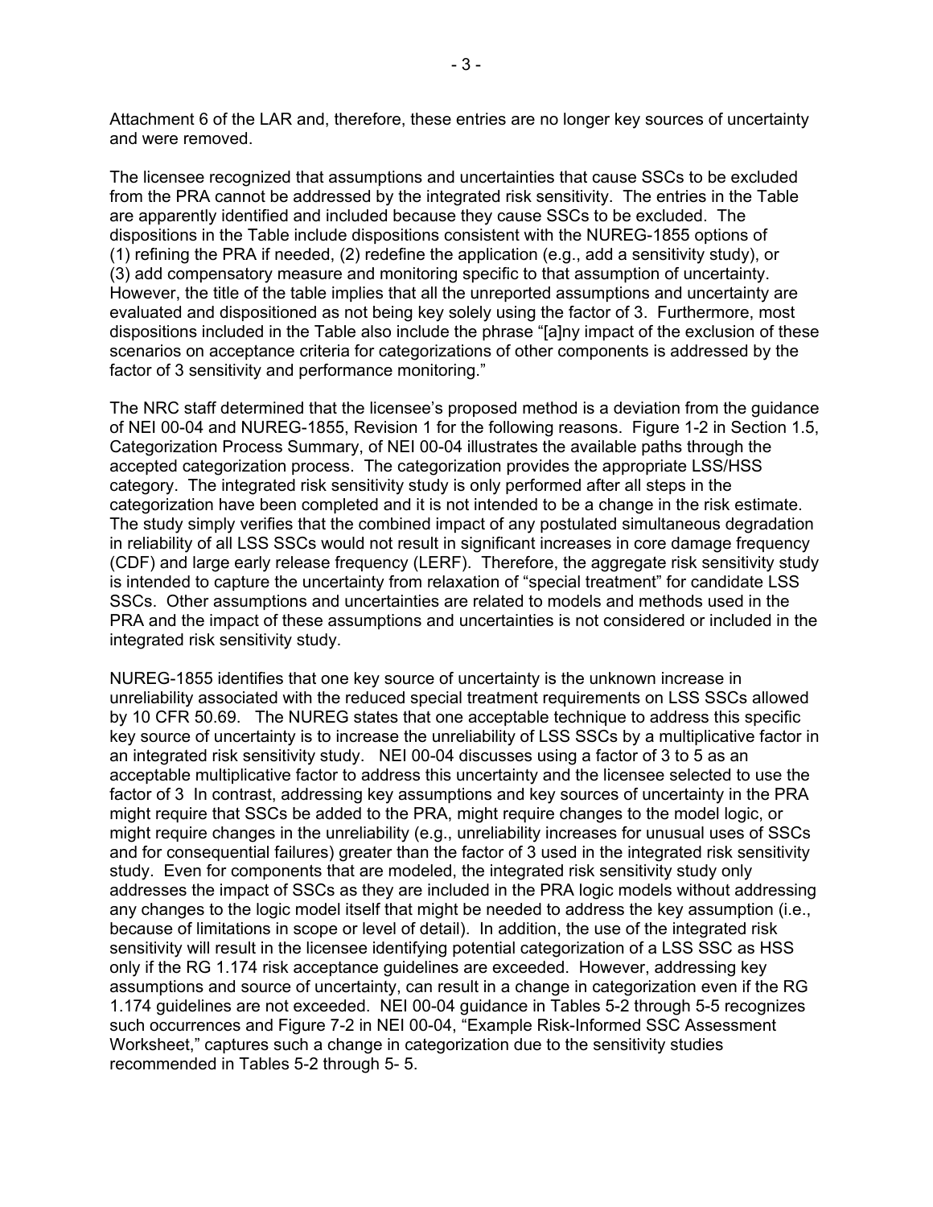Attachment 6 of the LAR and, therefore, these entries are no longer key sources of uncertainty and were removed.

The licensee recognized that assumptions and uncertainties that cause SSCs to be excluded from the PRA cannot be addressed by the integrated risk sensitivity. The entries in the Table are apparently identified and included because they cause SSCs to be excluded. The dispositions in the Table include dispositions consistent with the NUREG-1855 options of (1) refining the PRA if needed, (2) redefine the application (e.g., add a sensitivity study), or (3) add compensatory measure and monitoring specific to that assumption of uncertainty. However, the title of the table implies that all the unreported assumptions and uncertainty are evaluated and dispositioned as not being key solely using the factor of 3. Furthermore, most dispositions included in the Table also include the phrase "[a]ny impact of the exclusion of these scenarios on acceptance criteria for categorizations of other components is addressed by the factor of 3 sensitivity and performance monitoring."

The NRC staff determined that the licensee's proposed method is a deviation from the guidance of NEI 00-04 and NUREG-1855, Revision 1 for the following reasons. Figure 1-2 in Section 1.5, Categorization Process Summary, of NEI 00-04 illustrates the available paths through the accepted categorization process. The categorization provides the appropriate LSS/HSS category. The integrated risk sensitivity study is only performed after all steps in the categorization have been completed and it is not intended to be a change in the risk estimate. The study simply verifies that the combined impact of any postulated simultaneous degradation in reliability of all LSS SSCs would not result in significant increases in core damage frequency (CDF) and large early release frequency (LERF). Therefore, the aggregate risk sensitivity study is intended to capture the uncertainty from relaxation of "special treatment" for candidate LSS SSCs. Other assumptions and uncertainties are related to models and methods used in the PRA and the impact of these assumptions and uncertainties is not considered or included in the integrated risk sensitivity study.

NUREG-1855 identifies that one key source of uncertainty is the unknown increase in unreliability associated with the reduced special treatment requirements on LSS SSCs allowed by 10 CFR 50.69. The NUREG states that one acceptable technique to address this specific key source of uncertainty is to increase the unreliability of LSS SSCs by a multiplicative factor in an integrated risk sensitivity study. NEI 00-04 discusses using a factor of 3 to 5 as an acceptable multiplicative factor to address this uncertainty and the licensee selected to use the factor of 3 In contrast, addressing key assumptions and key sources of uncertainty in the PRA might require that SSCs be added to the PRA, might require changes to the model logic, or might require changes in the unreliability (e.g., unreliability increases for unusual uses of SSCs and for consequential failures) greater than the factor of 3 used in the integrated risk sensitivity study. Even for components that are modeled, the integrated risk sensitivity study only addresses the impact of SSCs as they are included in the PRA logic models without addressing any changes to the logic model itself that might be needed to address the key assumption (i.e., because of limitations in scope or level of detail). In addition, the use of the integrated risk sensitivity will result in the licensee identifying potential categorization of a LSS SSC as HSS only if the RG 1.174 risk acceptance guidelines are exceeded. However, addressing key assumptions and source of uncertainty, can result in a change in categorization even if the RG 1.174 guidelines are not exceeded. NEI 00-04 guidance in Tables 5-2 through 5-5 recognizes such occurrences and Figure 7-2 in NEI 00-04, "Example Risk-Informed SSC Assessment Worksheet," captures such a change in categorization due to the sensitivity studies recommended in Tables 5-2 through 5- 5.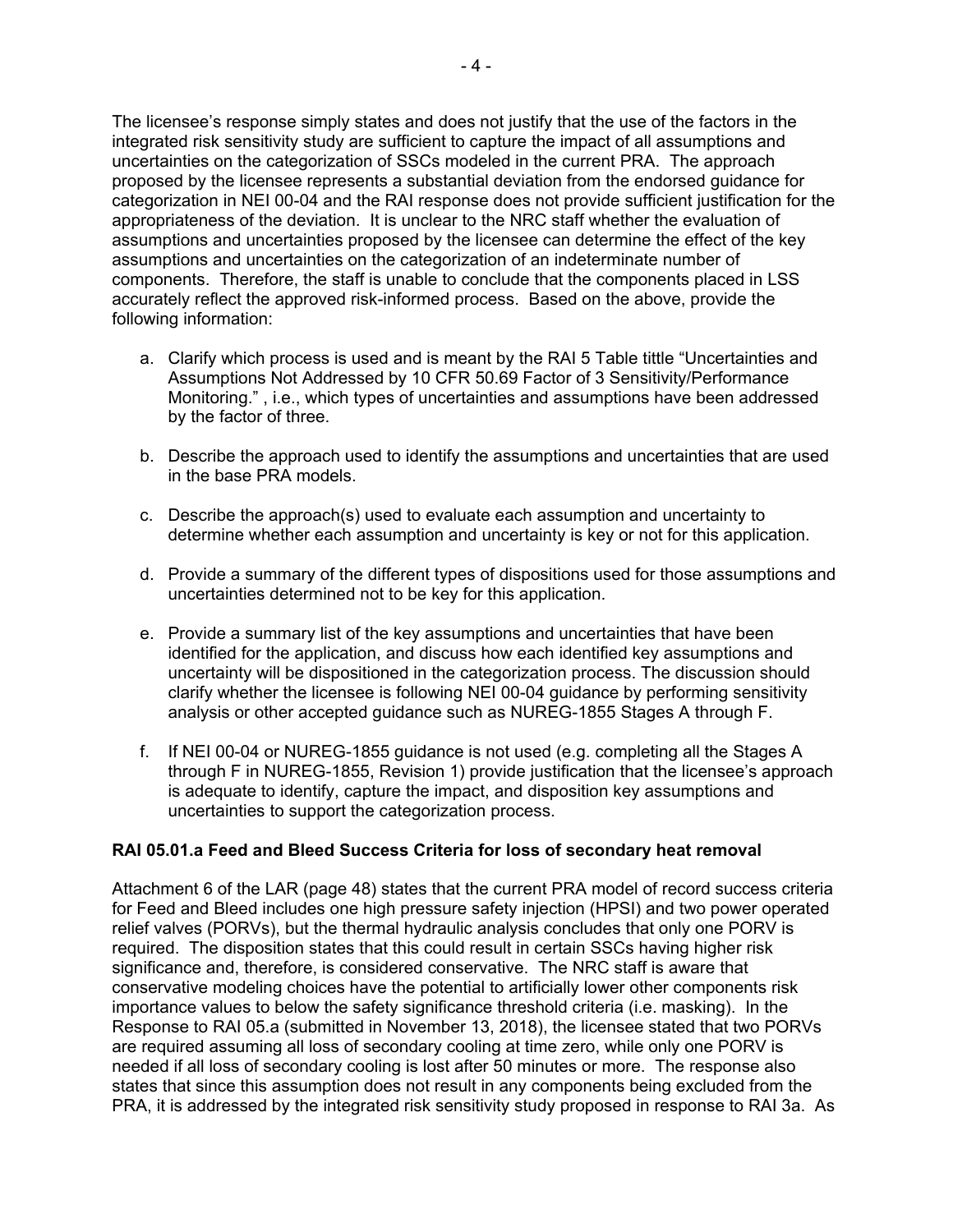The licensee's response simply states and does not justify that the use of the factors in the integrated risk sensitivity study are sufficient to capture the impact of all assumptions and uncertainties on the categorization of SSCs modeled in the current PRA. The approach proposed by the licensee represents a substantial deviation from the endorsed guidance for categorization in NEI 00-04 and the RAI response does not provide sufficient justification for the appropriateness of the deviation. It is unclear to the NRC staff whether the evaluation of assumptions and uncertainties proposed by the licensee can determine the effect of the key assumptions and uncertainties on the categorization of an indeterminate number of components. Therefore, the staff is unable to conclude that the components placed in LSS accurately reflect the approved risk-informed process. Based on the above, provide the following information:

a. Clarify which process is used and is meant by the RAI 5 Table tittle "Uncertainties and Assumptions Not Addressed by 10 CFR 50.69 Factor of 3 Sensitivity/Performance Monitoring." , i.e., which types of uncertainties and assumptions have been addressed by the factor of three.

b. Describe the approach used to identify the assumptions and uncertainties that are used in the base PRA models.

c. Describe the approach(s) used to evaluate each assumption and uncertainty to determine whether each assumption and uncertainty is key or not for this application.

d. Provide a summary of the different types of dispositions used for those assumptions and uncertainties determined not to be key for this application.

e. Provide a summary list of the key assumptions and uncertainties that have been identified for the application, and discuss how each identified key assumptions and uncertainty will be dispositioned in the categorization process. The discussion should clarify whether the licensee is following NEI 00-04 guidance by performing sensitivity analysis or other accepted guidance such as NUREG-1855 Stages A through F.

f. If NEI 00-04 or NUREG-1855 guidance is not used (e.g. completing all the Stages A through F in NUREG-1855, Revision 1) provide justification that the licensee's approach is adequate to identify, capture the impact, and disposition key assumptions and uncertainties to support the categorization process.

**RAI 05.01.a Feed and Bleed Success Criteria for loss of secondary heat removal**

Attachment 6 of the LAR (page 48) states that the current PRA model of record success criteria for Feed and Bleed includes one high pressure safety injection (HPSI) and two power operated relief valves (PORVs), but the thermal hydraulic analysis concludes that only one PORV is required. The disposition states that this could result in certain SSCs having higher risk significance and, therefore, is considered conservative. The NRC staff is aware that conservative modeling choices have the potential to artificially lower other components risk importance values to below the safety significance threshold criteria (i.e. masking). In the Response to RAI 05.a (submitted in November 13, 2018), the licensee stated that two PORVs are required assuming all loss of secondary cooling at time zero, while only one PORV is needed if all loss of secondary cooling is lost after 50 minutes or more. The response also states that since this assumption does not result in any components being excluded from the PRA, it is addressed by the integrated risk sensitivity study proposed in response to RAI 3a. As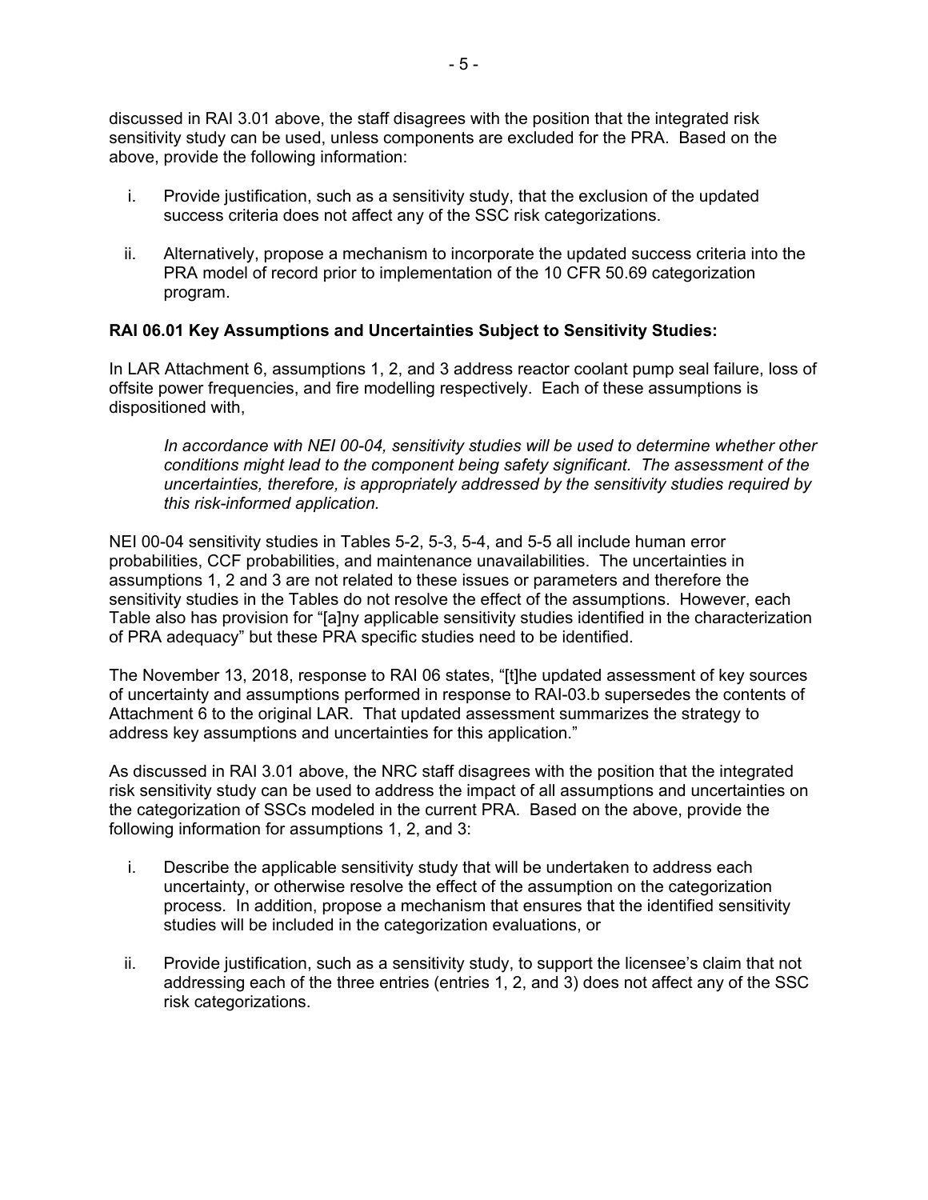discussed in RAI 3.01 above, the staff disagrees with the position that the integrated risk sensitivity study can be used, unless components are excluded for the PRA. Based on the above, provide the following information:

i. Provide justification, such as a sensitivity study, that the exclusion of the updated success criteria does not affect any of the SSC risk categorizations.

ii. Alternatively, propose a mechanism to incorporate the updated success criteria into the PRA model of record prior to implementation of the 10 CFR 50.69 categorization program.

**RAI 06.01 Key Assumptions and Uncertainties Subject to Sensitivity Studies:**

In LAR Attachment 6, assumptions 1, 2, and 3 address reactor coolant pump seal failure, loss of offsite power frequencies, and fire modelling respectively. Each of these assumptions is dispositioned with,

> *In accordance with NEI 00-04, sensitivity studies will be used to determine whether other conditions might lead to the component being safety significant. The assessment of the uncertainties, therefore, is appropriately addressed by the sensitivity studies required by this risk-informed application.*

NEI 00-04 sensitivity studies in Tables 5-2, 5-3, 5-4, and 5-5 all include human error probabilities, CCF probabilities, and maintenance unavailabilities. The uncertainties in assumptions 1, 2 and 3 are not related to these issues or parameters and therefore the sensitivity studies in the Tables do not resolve the effect of the assumptions. However, each Table also has provision for "[a]ny applicable sensitivity studies identified in the characterization of PRA adequacy" but these PRA specific studies need to be identified.

The November 13, 2018, response to RAI 06 states, "[t]he updated assessment of key sources of uncertainty and assumptions performed in response to RAI-03.b supersedes the contents of Attachment 6 to the original LAR. That updated assessment summarizes the strategy to address key assumptions and uncertainties for this application."

As discussed in RAI 3.01 above, the NRC staff disagrees with the position that the integrated risk sensitivity study can be used to address the impact of all assumptions and uncertainties on the categorization of SSCs modeled in the current PRA. Based on the above, provide the following information for assumptions 1, 2, and 3:

i. Describe the applicable sensitivity study that will be undertaken to address each uncertainty, or otherwise resolve the effect of the assumption on the categorization process. In addition, propose a mechanism that ensures that the identified sensitivity studies will be included in the categorization evaluations, or

ii. Provide justification, such as a sensitivity study, to support the licensee's claim that not addressing each of the three entries (entries 1, 2, and 3) does not affect any of the SSC risk categorizations.